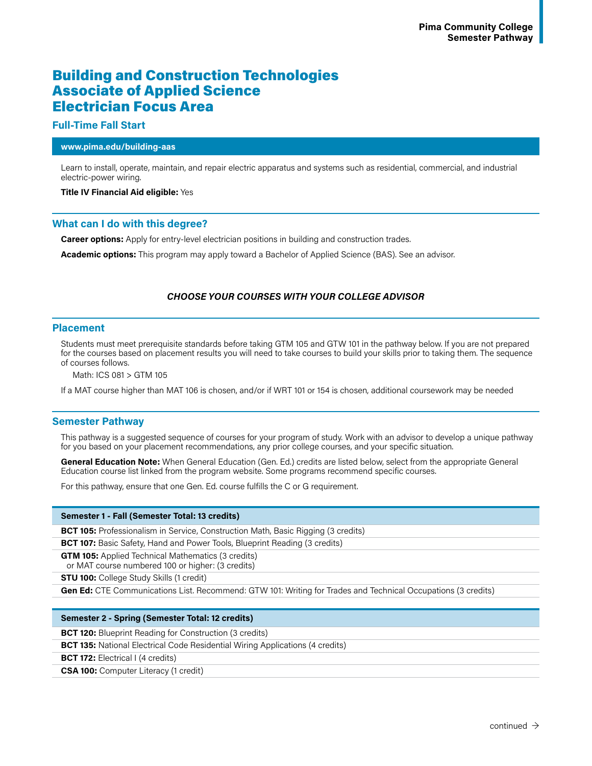# Building and Construction Technologies Associate of Applied Science Electrician Focus Area

## Full-Time Fall Start

**www.pima.edu/building-aas**

Learn to install, operate, maintain, and repair electric apparatus and systems such as residential, commercial, and industrial electric-power wiring.

**Title IV Financial Aid eligible:** Yes

## What can I do with this degree?

**Career options:** Apply for entry-level electrician positions in building and construction trades.

**Academic options:** This program may apply toward a Bachelor of Applied Science (BAS). See an advisor.

***CHOOSE YOUR COURSES WITH YOUR COLLEGE ADVISOR***

## Placement

Students must meet prerequisite standards before taking GTM 105 and GTW 101 in the pathway below. If you are not prepared for the courses based on placement results you will need to take courses to build your skills prior to taking them. The sequence of courses follows.

Math: ICS 081 > GTM 105

If a MAT course higher than MAT 106 is chosen, and/or if WRT 101 or 154 is chosen, additional coursework may be needed

## Semester Pathway

This pathway is a suggested sequence of courses for your program of study. Work with an advisor to develop a unique pathway for you based on your placement recommendations, any prior college courses, and your specific situation.

**General Education Note:** When General Education (Gen. Ed.) credits are listed below, select from the appropriate General Education course list linked from the program website. Some programs recommend specific courses.

For this pathway, ensure that one Gen. Ed. course fulfills the C or G requirement.

| Semester 1 - Fall (Semester Total: 13 credits) |
|---|
| **BCT 105:** Professionalism in Service, Construction Math, Basic Rigging (3 credits) |
| **BCT 107:** Basic Safety, Hand and Power Tools, Blueprint Reading (3 credits) |
| **GTM 105:** Applied Technical Mathematics (3 credits) or MAT course numbered 100 or higher: (3 credits) |
| **STU 100:** College Study Skills (1 credit) |
| **Gen Ed:** CTE Communications List. Recommend: GTW 101: Writing for Trades and Technical Occupations (3 credits) |

| Semester 2 - Spring (Semester Total: 12 credits) |
|---|
| **BCT 120:** Blueprint Reading for Construction (3 credits) |
| **BCT 135:** National Electrical Code Residential Wiring Applications (4 credits) |
| **BCT 172:** Electrical I (4 credits) |
| **CSA 100:** Computer Literacy (1 credit) |

continued →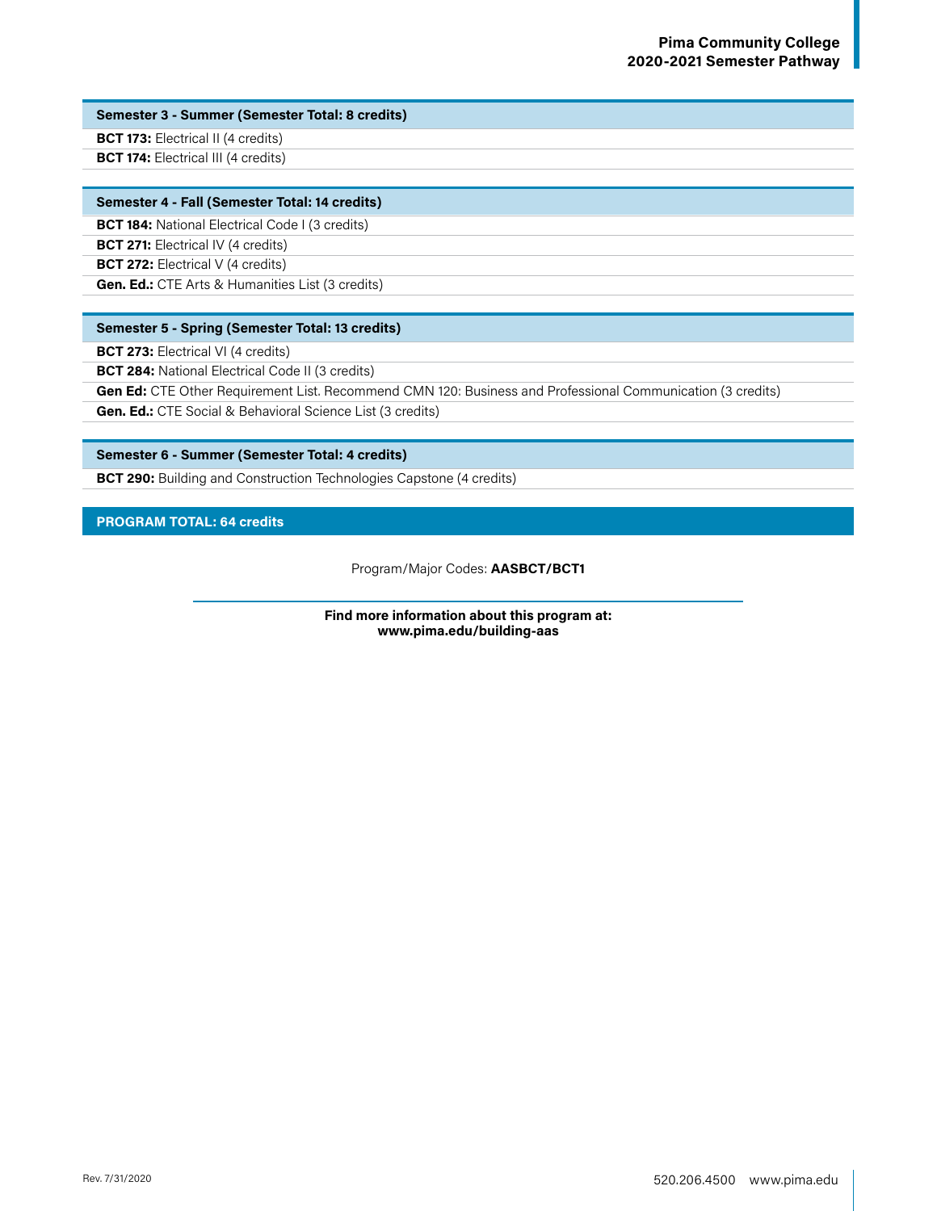| Semester 3 - Summer (Semester Total: 8 credits) |
|---|
| **BCT 173:** Electrical II (4 credits) |
| **BCT 174:** Electrical III (4 credits) |

| Semester 4 - Fall (Semester Total: 14 credits) |
|---|
| **BCT 184:** National Electrical Code I (3 credits) |
| **BCT 271:** Electrical IV (4 credits) |
| **BCT 272:** Electrical V (4 credits) |
| **Gen. Ed.:** CTE Arts & Humanities List (3 credits) |

| Semester 5 - Spring (Semester Total: 13 credits) |
|---|
| **BCT 273:** Electrical VI (4 credits) |
| **BCT 284:** National Electrical Code II (3 credits) |
| **Gen Ed:** CTE Other Requirement List. Recommend CMN 120: Business and Professional Communication (3 credits) |
| **Gen. Ed.:** CTE Social & Behavioral Science List (3 credits) |

| Semester 6 - Summer (Semester Total: 4 credits) |
|---|
| **BCT 290:** Building and Construction Technologies Capstone (4 credits) |

**PROGRAM TOTAL: 64 credits**

Program/Major Codes: **AASBCT/BCT1**

**Find more information about this program at:**
**www.pima.edu/building-aas**

Rev. 7/31/2020